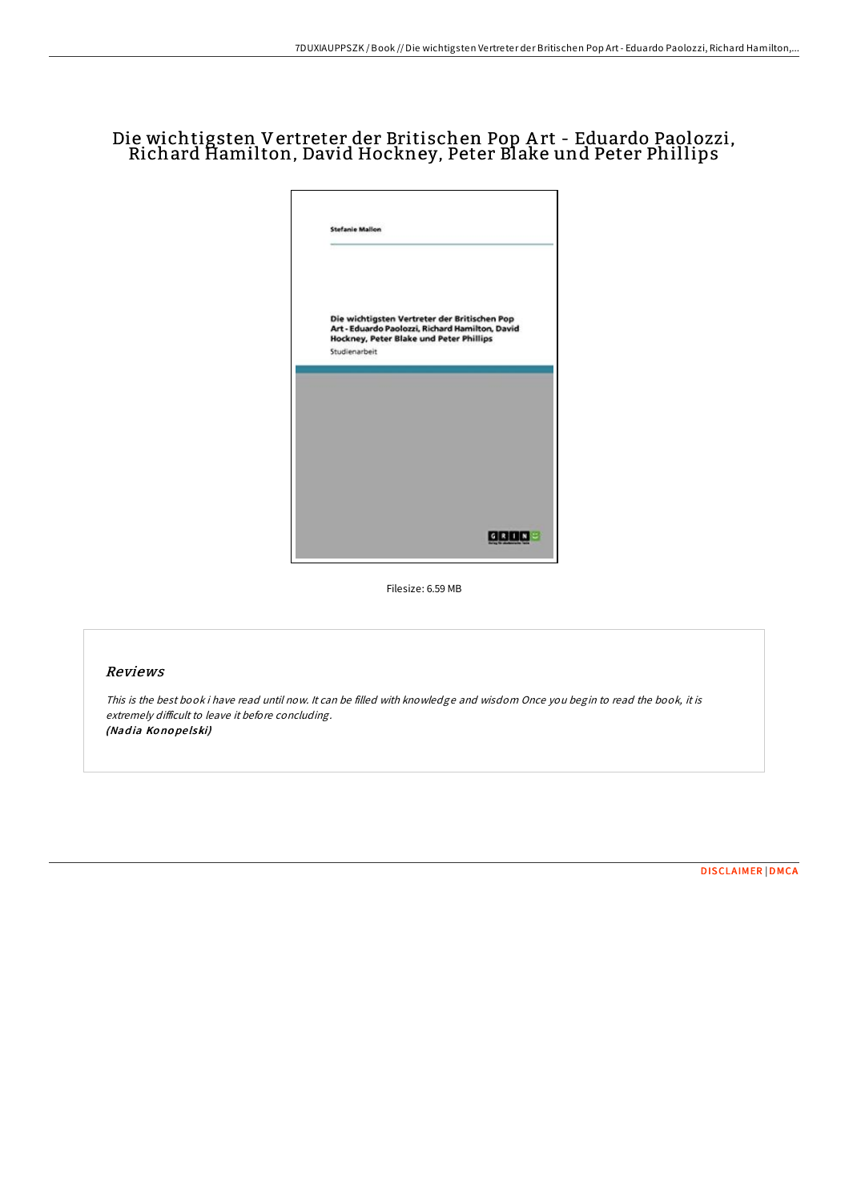# Die wichtigsten Vertreter der Britischen Pop Art - Eduardo Paolozzi, Richard Hamilton, David Hockney, Peter Blake und Peter Phillips

Stefanie Mallon

Die wichtigsten Vertreter der Britischen Pop Art - Eduardo Paolozzi, Richard Hamilton, David Hockney, Peter Blake und Peter Phillips

Studienarbeit

Filesize: 6.59 MB

## Reviews

*This is the best book i have read until now. It can be filled with knowledge and wisdom Once you begin to read the book, it is extremely difficult to leave it before concluding.*

***(Nadia Konopelski)***

DISCLAIMER | DMCA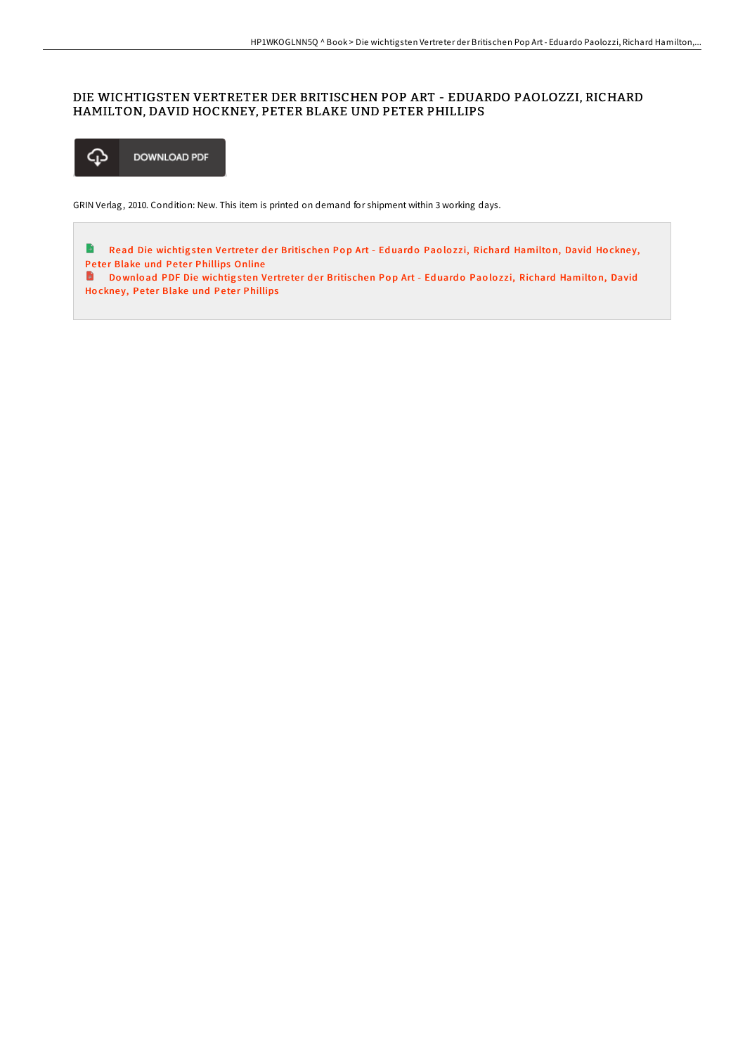# DIE WICHTIGSTEN VERTRETER DER BRITISCHEN POP ART - EDUARDO PAOLOZZI, RICHARD HAMILTON, DAVID HOCKNEY, PETER BLAKE UND PETER PHILLIPS

DOWNLOAD PDF

GRIN Verlag, 2010. Condition: New. This item is printed on demand for shipment within 3 working days.

Read Die wichtigsten Vertreter der Britischen Pop Art - Eduardo Paolozzi, Richard Hamilton, David Hockney, Peter Blake und Peter Phillips Online

Download PDF Die wichtigsten Vertreter der Britischen Pop Art - Eduardo Paolozzi, Richard Hamilton, David Hockney, Peter Blake und Peter Phillips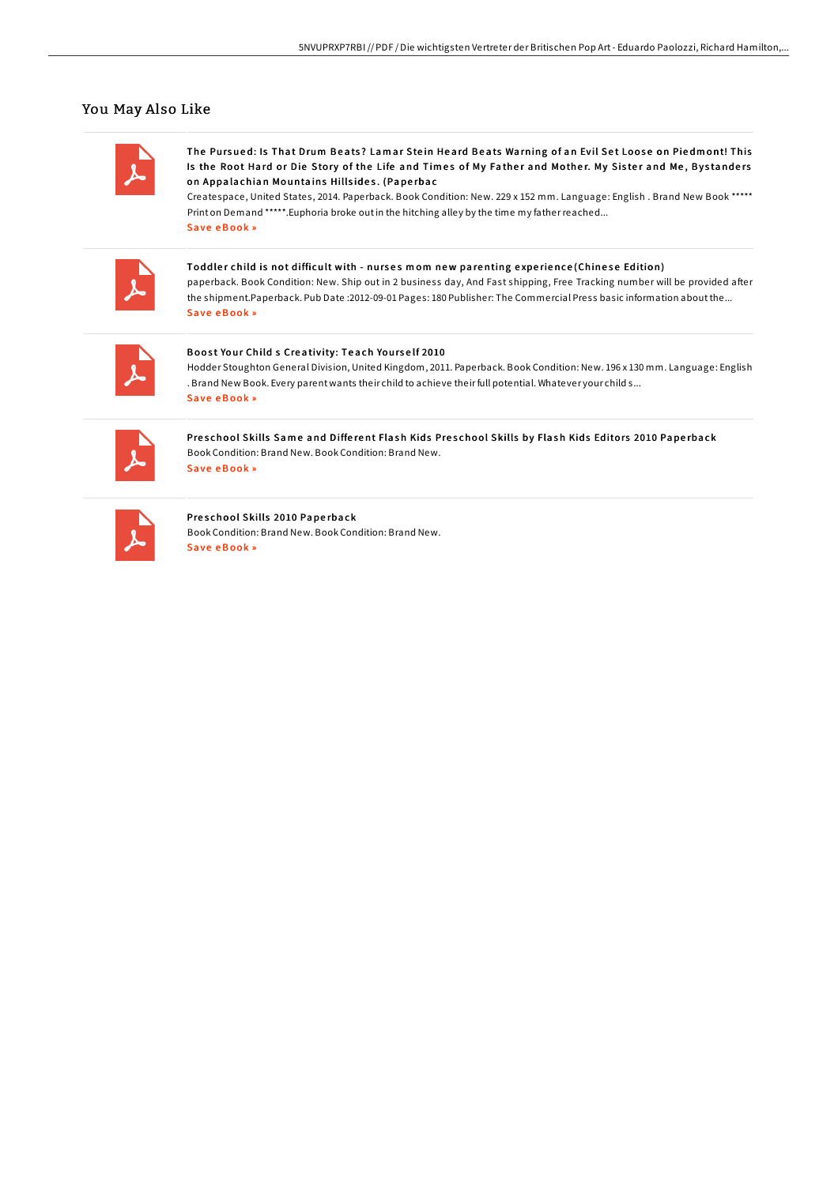## You May Also Like

**The Pursued: Is That Drum Beats? Lamar Stein Heard Beats Warning of an Evil Set Loose on Piedmont! This Is the Root Hard or Die Story of the Life and Times of My Father and Mother. My Sister and Me, Bystanders on Appalachian Mountains Hillsides. (Paperbac**

Createspace, United States, 2014. Paperback. Book Condition: New. 229 x 152 mm. Language: English . Brand New Book ***** Print on Demand *****.Euphoria broke out in the hitching alley by the time my father reached...

Save eBook »

**Toddler child is not difficult with - nurses mom new parenting experience(Chinese Edition)**

paperback. Book Condition: New. Ship out in 2 business day, And Fast shipping, Free Tracking number will be provided after the shipment.Paperback. Pub Date :2012-09-01 Pages: 180 Publisher: The Commercial Press basic information about the...

Save eBook »

**Boost Your Child s Creativity: Teach Yourself 2010**

Hodder Stoughton General Division, United Kingdom, 2011. Paperback. Book Condition: New. 196 x 130 mm. Language: English . Brand New Book. Every parent wants their child to achieve their full potential. Whatever your child s...

Save eBook »

**Preschool Skills Same and Different Flash Kids Preschool Skills by Flash Kids Editors 2010 Paperback**

Book Condition: Brand New. Book Condition: Brand New.

Save eBook »

**Preschool Skills 2010 Paperback**

Book Condition: Brand New. Book Condition: Brand New.

Save eBook »